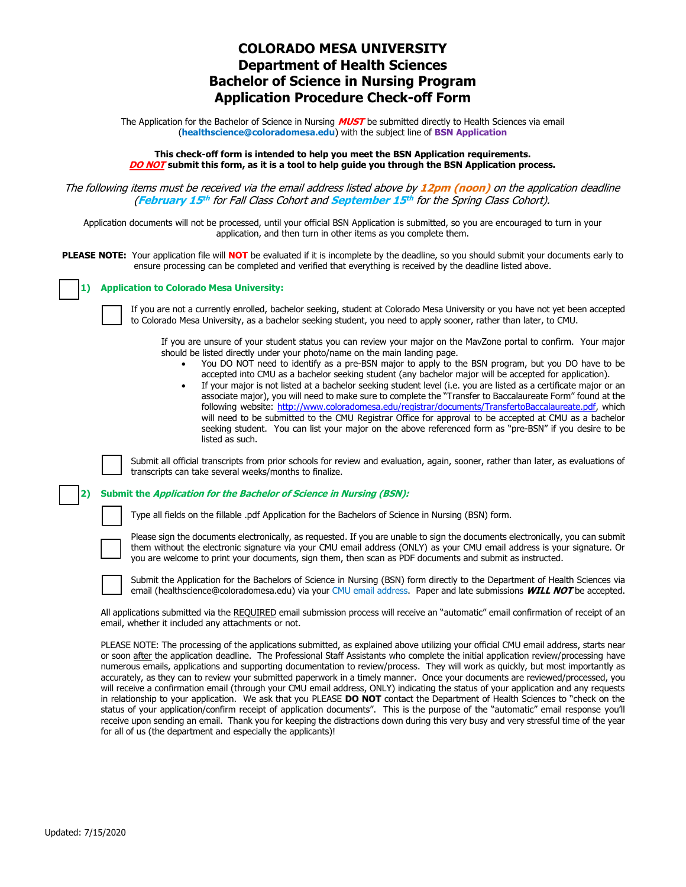# COLORADO MESA UNIVERSITY
# Department of Health Sciences
# Bachelor of Science in Nursing Program
# Application Procedure Check-off Form

The Application for the Bachelor of Science in Nursing ***MUST*** be submitted directly to Health Sciences via email (**healthscience@coloradomesa.edu**) with the subject line of **BSN Application**

**This check-off form is intended to help you meet the BSN Application requirements.**
***DO NOT*** **submit this form, as it is a tool to help guide you through the BSN Application process.**

*The following items must be received via the email address listed above by **12pm (noon)** on the application deadline (**February 15th** for Fall Class Cohort and **September 15th** for the Spring Class Cohort).*

Application documents will not be processed, until your official BSN Application is submitted, so you are encouraged to turn in your application, and then turn in other items as you complete them.

**PLEASE NOTE:** Your application file will **NOT** be evaluated if it is incomplete by the deadline, so you should submit your documents early to ensure processing can be completed and verified that everything is received by the deadline listed above.

☐ **1) Application to Colorado Mesa University:**

☐ If you are not a currently enrolled, bachelor seeking, student at Colorado Mesa University or you have not yet been accepted to Colorado Mesa University, as a bachelor seeking student, you need to apply sooner, rather than later, to CMU.

If you are unsure of your student status you can review your major on the MavZone portal to confirm. Your major should be listed directly under your photo/name on the main landing page.

- You DO NOT need to identify as a pre-BSN major to apply to the BSN program, but you DO have to be accepted into CMU as a bachelor seeking student (any bachelor major will be accepted for application).
- If your major is not listed at a bachelor seeking student level (i.e. you are listed as a certificate major or an associate major), you will need to make sure to complete the "Transfer to Baccalaureate Form" found at the following website: http://www.coloradomesa.edu/registrar/documents/TransfertoBaccalaureate.pdf, which will need to be submitted to the CMU Registrar Office for approval to be accepted at CMU as a bachelor seeking student. You can list your major on the above referenced form as "pre-BSN" if you desire to be listed as such.

☐ Submit all official transcripts from prior schools for review and evaluation, again, sooner, rather than later, as evaluations of transcripts can take several weeks/months to finalize.

☐ **2) Submit the *Application for the Bachelor of Science in Nursing (BSN):***

☐ Type all fields on the fillable .pdf Application for the Bachelors of Science in Nursing (BSN) form.

☐ Please sign the documents electronically, as requested. If you are unable to sign the documents electronically, you can submit them without the electronic signature via your CMU email address (ONLY) as your CMU email address is your signature. Or you are welcome to print your documents, sign them, then scan as PDF documents and submit as instructed.

☐ Submit the Application for the Bachelors of Science in Nursing (BSN) form directly to the Department of Health Sciences via email (healthscience@coloradomesa.edu) via your CMU email address. Paper and late submissions ***WILL NOT*** be accepted.

All applications submitted via the REQUIRED email submission process will receive an "automatic" email confirmation of receipt of an email, whether it included any attachments or not.

PLEASE NOTE: The processing of the applications submitted, as explained above utilizing your official CMU email address, starts near or soon after the application deadline. The Professional Staff Assistants who complete the initial application review/processing have numerous emails, applications and supporting documentation to review/process. They will work as quickly, but most importantly as accurately, as they can to review your submitted paperwork in a timely manner. Once your documents are reviewed/processed, you will receive a confirmation email (through your CMU email address, ONLY) indicating the status of your application and any requests in relationship to your application. We ask that you PLEASE **DO NOT** contact the Department of Health Sciences to "check on the status of your application/confirm receipt of application documents". This is the purpose of the "automatic" email response you'll receive upon sending an email. Thank you for keeping the distractions down during this very busy and very stressful time of the year for all of us (the department and especially the applicants)!

Updated: 7/15/2020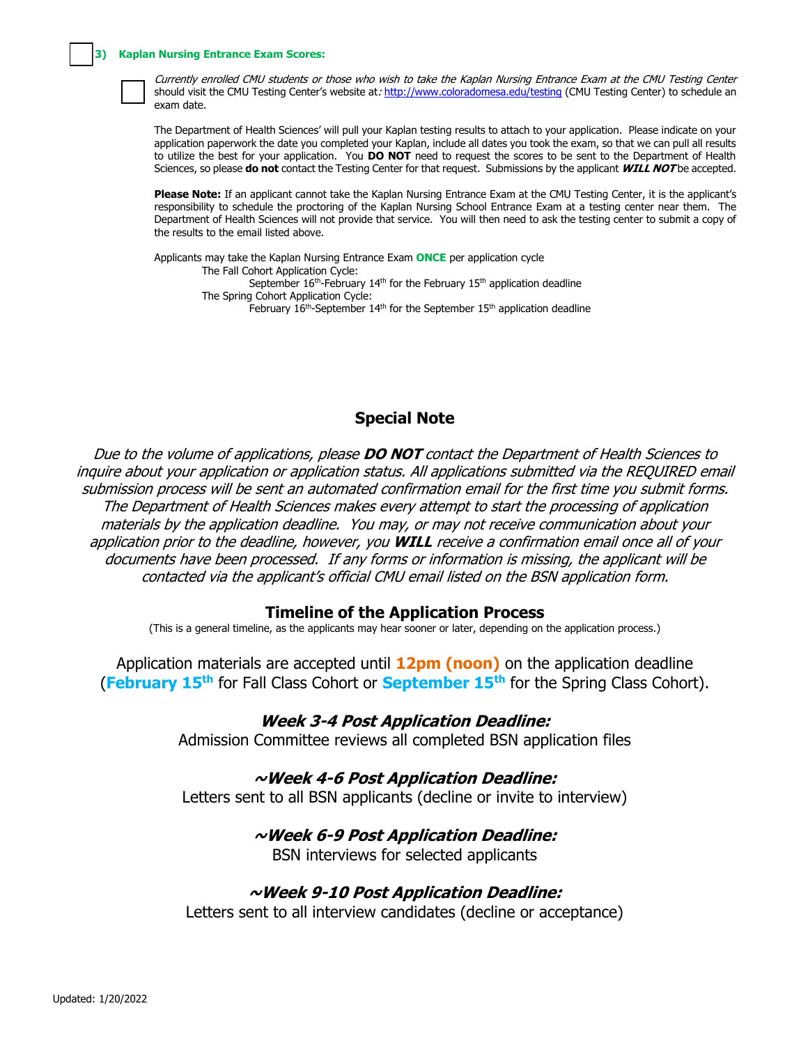☐ **3) Kaplan Nursing Entrance Exam Scores:**

☐ *Currently enrolled CMU students or those who wish to take the Kaplan Nursing Entrance Exam at the CMU Testing Center* should visit the CMU Testing Center's website at*:* http://www.coloradomesa.edu/testing (CMU Testing Center) to schedule an exam date.

The Department of Health Sciences' will pull your Kaplan testing results to attach to your application. Please indicate on your application paperwork the date you completed your Kaplan, include all dates you took the exam, so that we can pull all results to utilize the best for your application. You **DO NOT** need to request the scores to be sent to the Department of Health Sciences, so please **do not** contact the Testing Center for that request. Submissions by the applicant ***WILL NOT*** be accepted.

**Please Note:** If an applicant cannot take the Kaplan Nursing Entrance Exam at the CMU Testing Center, it is the applicant's responsibility to schedule the proctoring of the Kaplan Nursing School Entrance Exam at a testing center near them. The Department of Health Sciences will not provide that service. You will then need to ask the testing center to submit a copy of the results to the email listed above.

Applicants may take the Kaplan Nursing Entrance Exam **ONCE** per application cycle

- The Fall Cohort Application Cycle:
  - September 16th-February 14th for the February 15th application deadline
- The Spring Cohort Application Cycle:
  - February 16th-September 14th for the September 15th application deadline

## Special Note

*Due to the volume of applications, please **DO NOT** contact the Department of Health Sciences to inquire about your application or application status. All applications submitted via the REQUIRED email submission process will be sent an automated confirmation email for the first time you submit forms. The Department of Health Sciences makes every attempt to start the processing of application materials by the application deadline. You may, or may not receive communication about your application prior to the deadline, however, you **WILL** receive a confirmation email once all of your documents have been processed. If any forms or information is missing, the applicant will be contacted via the applicant's official CMU email listed on the BSN application form.*

## Timeline of the Application Process

(This is a general timeline, as the applicants may hear sooner or later, depending on the application process.)

Application materials are accepted until **12pm (noon)** on the application deadline (**February 15th** for Fall Class Cohort or **September 15th** for the Spring Class Cohort).

***Week 3-4 Post Application Deadline:***

Admission Committee reviews all completed BSN application files

***~Week 4-6 Post Application Deadline:***

Letters sent to all BSN applicants (decline or invite to interview)

***~Week 6-9 Post Application Deadline:***

BSN interviews for selected applicants

***~Week 9-10 Post Application Deadline:***

Letters sent to all interview candidates (decline or acceptance)

Updated: 1/20/2022